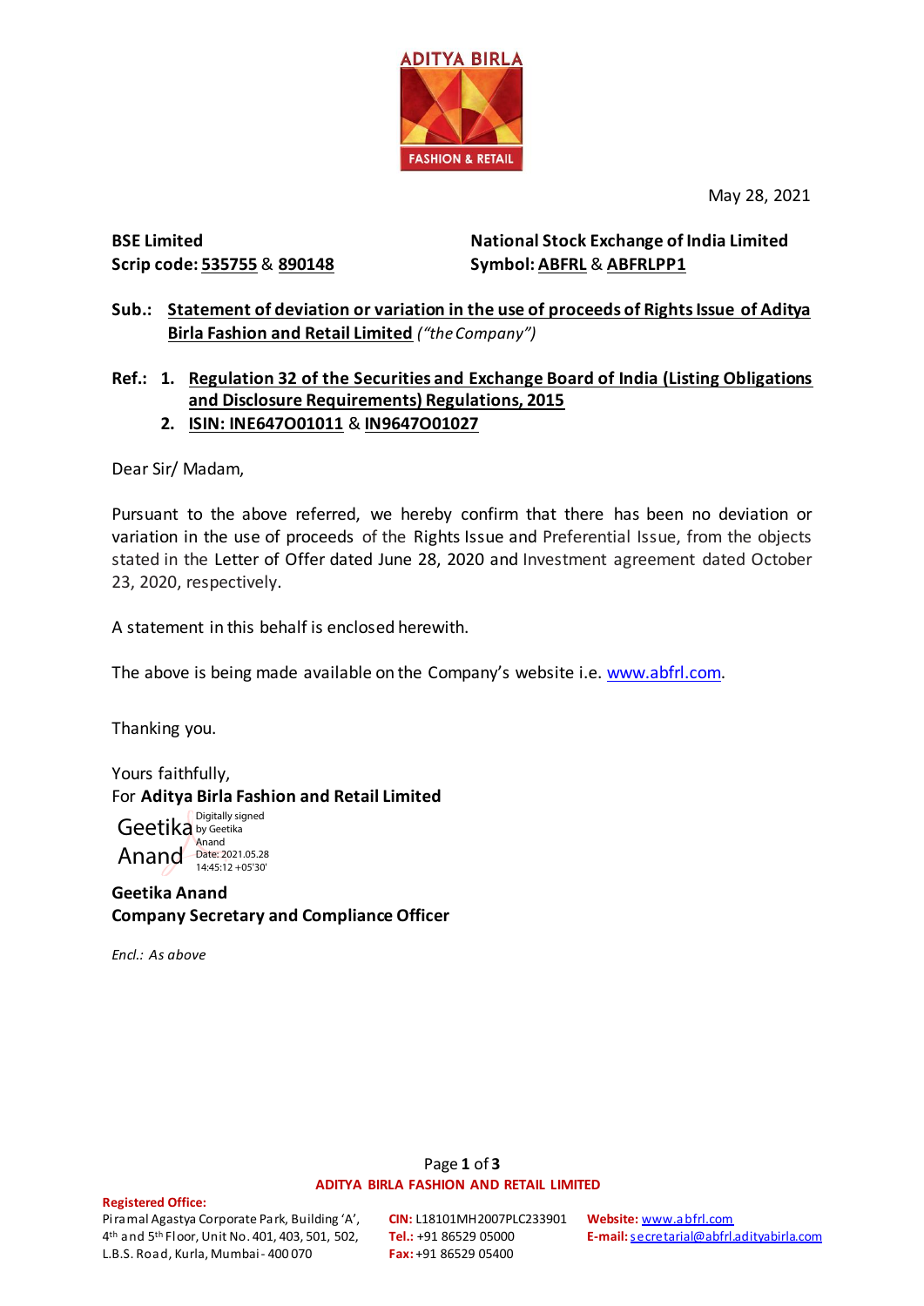May 28, 2021

**BSE Limited**
**Scrip code: 535755 & 890148**

**National Stock Exchange of India Limited**
**Symbol: ABFRL & ABFRLPP1**

**Sub.: Statement of deviation or variation in the use of proceeds of Rights Issue of Aditya Birla Fashion and Retail Limited** *("the Company")*

**Ref.:**
1. **Regulation 32 of the Securities and Exchange Board of India (Listing Obligations and Disclosure Requirements) Regulations, 2015**
2. **ISIN: INE647O01011 & IN9647O01027**

Dear Sir/ Madam,

Pursuant to the above referred, we hereby confirm that there has been no deviation or variation in the use of proceeds of the Rights Issue and Preferential Issue, from the objects stated in the Letter of Offer dated June 28, 2020 and Investment agreement dated October 23, 2020, respectively.

A statement in this behalf is enclosed herewith.

The above is being made available on the Company's website i.e. www.abfrl.com.

Thanking you.

Yours faithfully,
For **Aditya Birla Fashion and Retail Limited**

Geetika Anand
Digitally signed by Geetika Anand
Date: 2021.05.28 14:45:12 +05'30'

**Geetika Anand**
**Company Secretary and Compliance Officer**

*Encl.: As above*

**ADITYA BIRLA FASHION AND RETAIL LIMITED**

**Registered Office:**
Piramal Agastya Corporate Park, Building 'A', 4th and 5th Floor, Unit No. 401, 403, 501, 502, L.B.S. Road, Kurla, Mumbai - 400 070

**CIN:** L18101MH2007PLC233901
**Tel.:** +91 86529 05000
**Fax:** +91 86529 05400

**Website:** www.abfrl.com
**E-mail:** secretarial@abfrl.adityabirla.com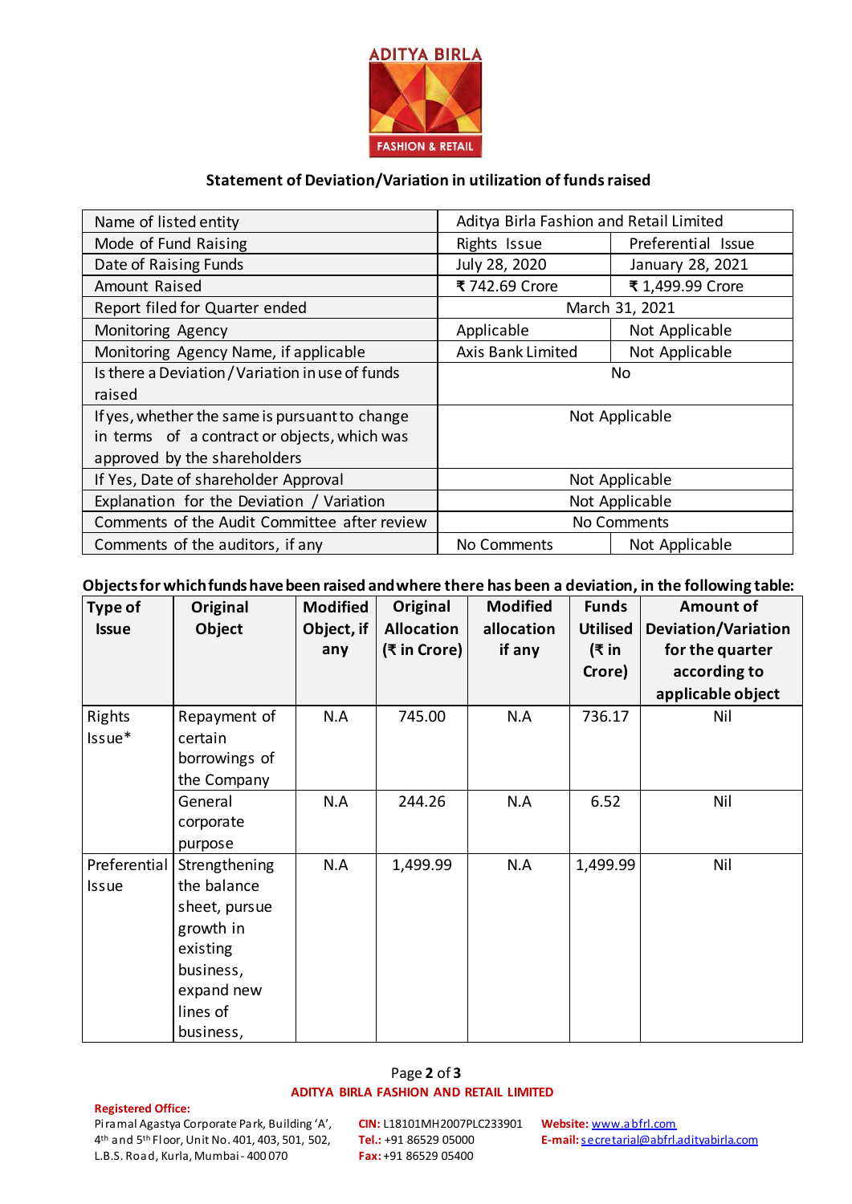**ADITYA BIRLA**
**FASHION & RETAIL**

## Statement of Deviation/Variation in utilization of funds raised

| Name of listed entity | Aditya Birla Fashion and Retail Limited | |
|---|---|---|
| Mode of Fund Raising | Rights Issue | Preferential Issue |
| Date of Raising Funds | July 28, 2020 | January 28, 2021 |
| Amount Raised | ₹ 742.69 Crore | ₹ 1,499.99 Crore |
| Report filed for Quarter ended | March 31, 2021 | |
| Monitoring Agency | Applicable | Not Applicable |
| Monitoring Agency Name, if applicable | Axis Bank Limited | Not Applicable |
| Is there a Deviation / Variation in use of funds raised | No | |
| If yes, whether the same is pursuant to change in terms of a contract or objects, which was approved by the shareholders | Not Applicable | |
| If Yes, Date of shareholder Approval | Not Applicable | |
| Explanation for the Deviation / Variation | Not Applicable | |
| Comments of the Audit Committee after review | No Comments | |
| Comments of the auditors, if any | No Comments | Not Applicable |

**Objects for which funds have been raised and where there has been a deviation, in the following table:**

| Type of Issue | Original Object | Modified Object, if any | Original Allocation (₹ in Crore) | Modified allocation if any | Funds Utilised (₹ in Crore) | Amount of Deviation/Variation for the quarter according to applicable object |
|---|---|---|---|---|---|---|
| Rights Issue* | Repayment of certain borrowings of the Company | N.A | 745.00 | N.A | 736.17 | Nil |
| | General corporate purpose | N.A | 244.26 | N.A | 6.52 | Nil |
| Preferential Issue | Strengthening the balance sheet, pursue growth in existing business, expand new lines of business, | N.A | 1,499.99 | N.A | 1,499.99 | Nil |

**ADITYA BIRLA FASHION AND RETAIL LIMITED**

**Registered Office:**
Piramal Agastya Corporate Park, Building 'A', 4th and 5th Floor, Unit No. 401, 403, 501, 502, L.B.S. Road, Kurla, Mumbai - 400 070

**CIN:** L18101MH2007PLC233901
**Tel.:** +91 86529 05000
**Fax:** +91 86529 05400

**Website:** www.abfrl.com
**E-mail:** secretarial@abfrl.adityabirla.com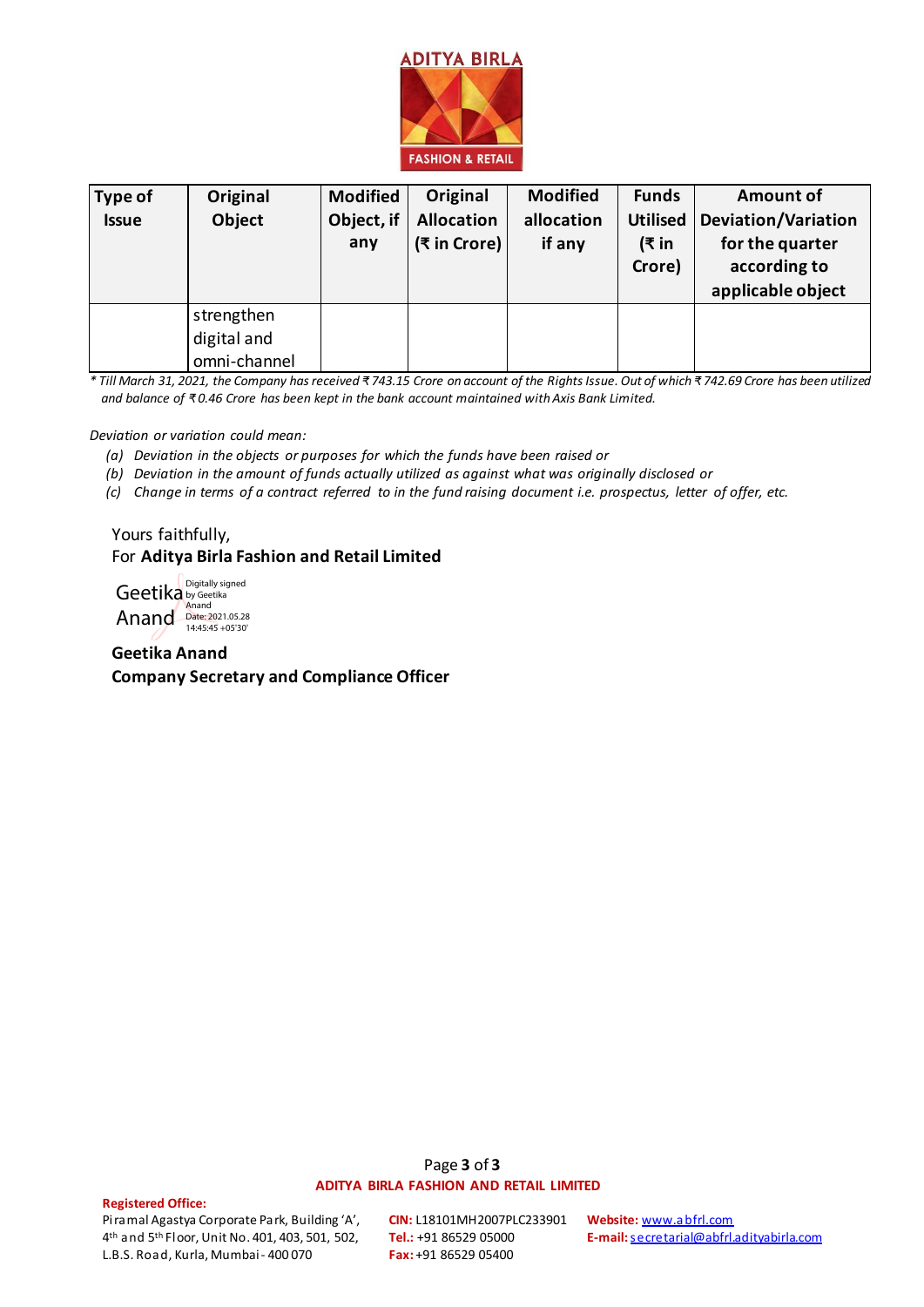| Type of Issue | Original Object | Modified Object, if any | Original Allocation (₹ in Crore) | Modified allocation if any | Funds Utilised (₹ in Crore) | Amount of Deviation/Variation for the quarter according to applicable object |
|---|---|---|---|---|---|---|
| | strengthen digital and omni-channel | | | | | |

*\* Till March 31, 2021, the Company has received ₹ 743.15 Crore on account of the Rights Issue. Out of which ₹ 742.69 Crore has been utilized and balance of ₹ 0.46 Crore has been kept in the bank account maintained with Axis Bank Limited.*

*Deviation or variation could mean:*

*(a) Deviation in the objects or purposes for which the funds have been raised or*
*(b) Deviation in the amount of funds actually utilized as against what was originally disclosed or*
*(c) Change in terms of a contract referred to in the fund raising document i.e. prospectus, letter of offer, etc.*

Yours faithfully,
For **Aditya Birla Fashion and Retail Limited**

Geetika Anand
Digitally signed by Geetika Anand
Date: 2021.05.28 14:45:45 +05'30'

**Geetika Anand**
**Company Secretary and Compliance Officer**

**ADITYA BIRLA FASHION AND RETAIL LIMITED**

**Registered Office:**
Piramal Agastya Corporate Park, Building 'A', 4th and 5th Floor, Unit No. 401, 403, 501, 502, L.B.S. Road, Kurla, Mumbai - 400 070

**CIN:** L18101MH2007PLC233901
**Tel.:** +91 86529 05000
**Fax:** +91 86529 05400

**Website:** www.abfrl.com
**E-mail:** secretarial@abfrl.adityabirla.com